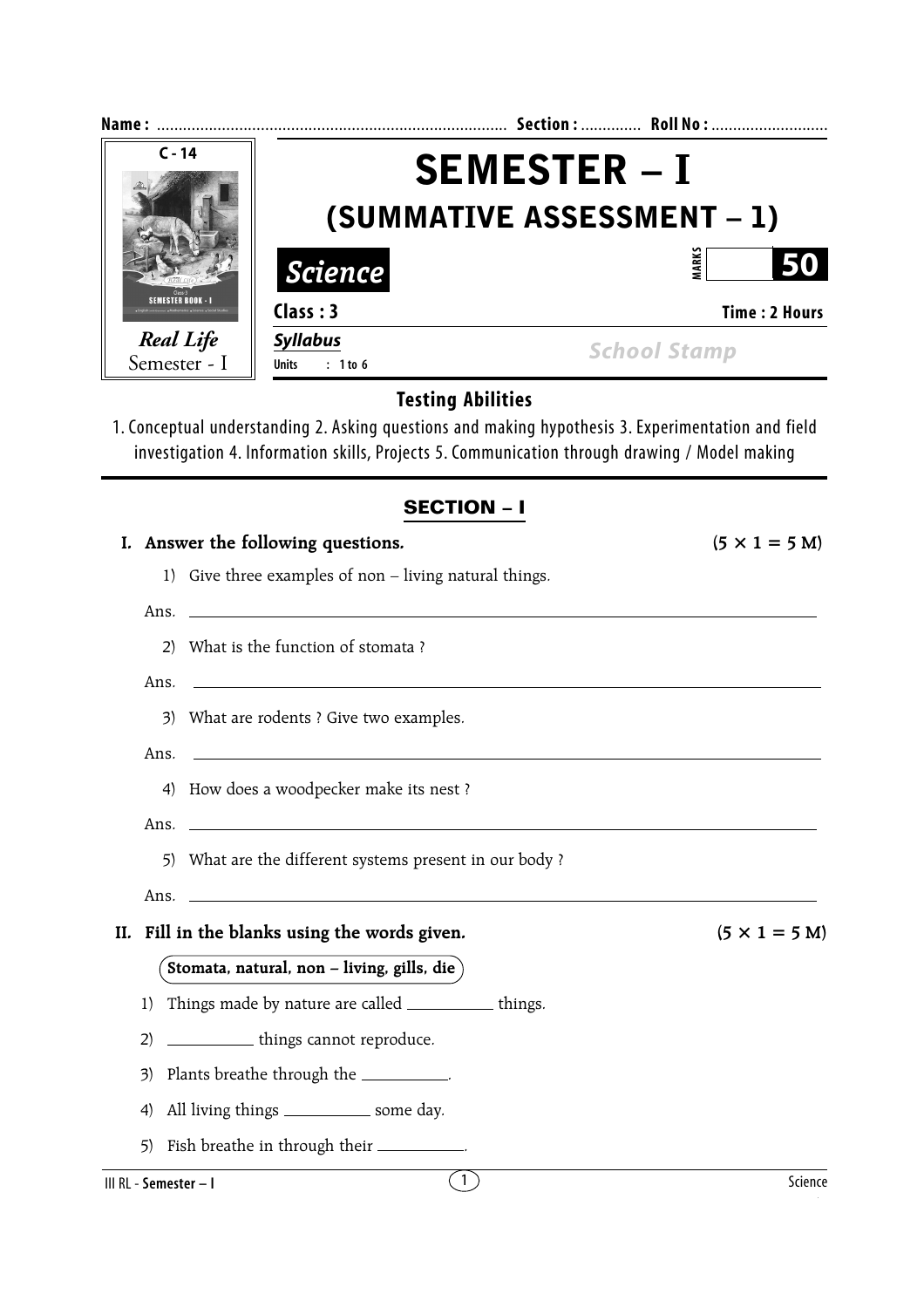**Name :** ................................................................................ **Section :** ............. **Roll No :** ..........................

C - 14

*Real Life*
Semester - I

# SEMESTER – I
## (SUMMATIVE ASSESSMENT – 1)

***Science*** | MARKS **50**

**Class : 3** | **Time : 2 Hours**

***Syllabus***
**Units : 1 to 6**

*School Stamp*

### Testing Abilities

1. Conceptual understanding 2. Asking questions and making hypothesis 3. Experimentation and field investigation 4. Information skills, Projects 5. Communication through drawing / Model making

## SECTION – I

**I. Answer the following questions.** **(5 × 1 = 5 M)**

1) Give three examples of non – living natural things.

Ans. ______________________________________________

2) What is the function of stomata ?

Ans. ______________________________________________

3) What are rodents ? Give two examples.

Ans. ______________________________________________

4) How does a woodpecker make its nest ?

Ans. ______________________________________________

5) What are the different systems present in our body ?

Ans. ______________________________________________

**II. Fill in the blanks using the words given.** **(5 × 1 = 5 M)**

**Stomata, natural, non – living, gills, die**

1) Things made by nature are called __________ things.

2) __________ things cannot reproduce.

3) Plants breathe through the __________.

4) All living things __________ some day.

5) Fish breathe in through their __________.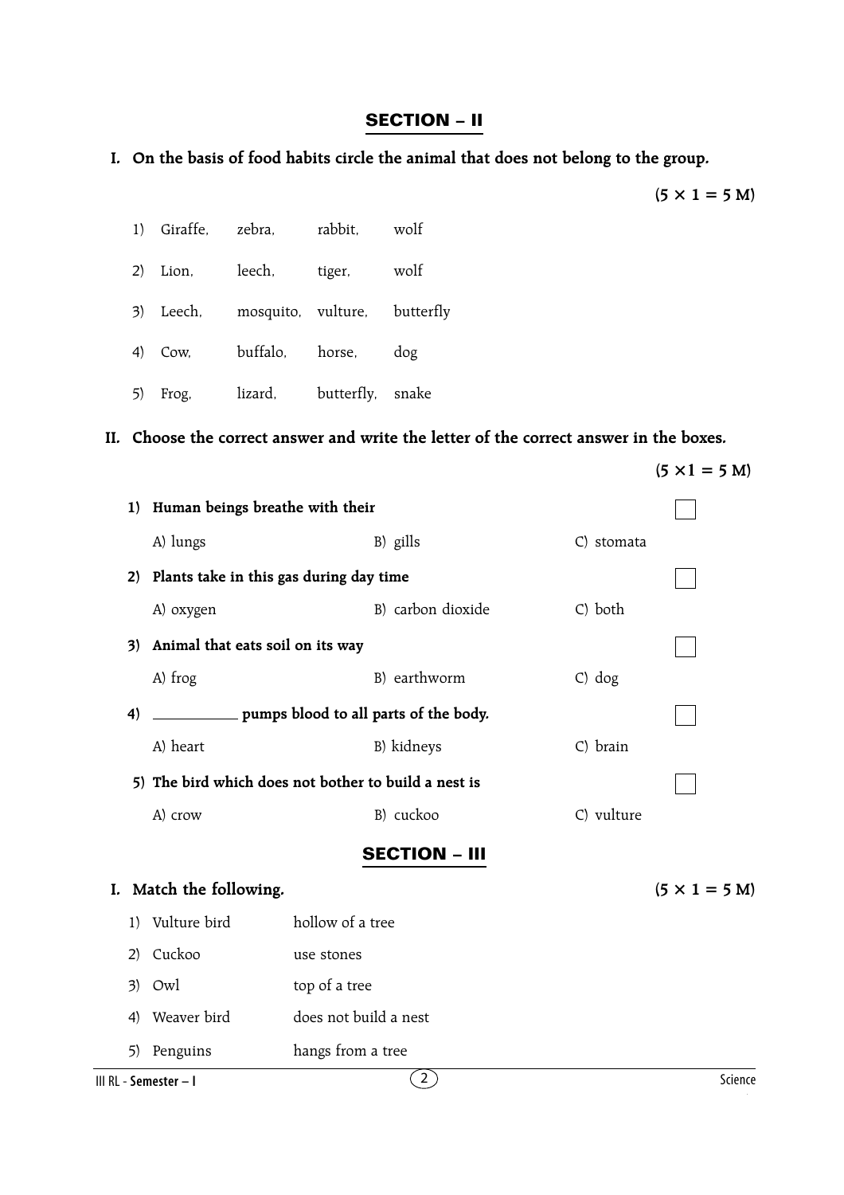## SECTION – II

**I. On the basis of food habits circle the animal that does not belong to the group.**

**(5 × 1 = 5 M)**

1) Giraffe, zebra, rabbit, wolf
2) Lion, leech, tiger, wolf
3) Leech, mosquito, vulture, butterfly
4) Cow, buffalo, horse, dog
5) Frog, lizard, butterfly, snake

**II. Choose the correct answer and write the letter of the correct answer in the boxes.**

**(5 ×1 = 5 M)**

**1) Human beings breathe with their** [ ]

A) lungs B) gills C) stomata

**2) Plants take in this gas during day time** [ ]

A) oxygen B) carbon dioxide C) both

**3) Animal that eats soil on its way** [ ]

A) frog B) earthworm C) dog

**4) ___________ pumps blood to all parts of the body.** [ ]

A) heart B) kidneys C) brain

**5) The bird which does not bother to build a nest is** [ ]

A) crow B) cuckoo C) vulture

## SECTION – III

**I. Match the following.** **(5 × 1 = 5 M)**

| | |
|---|---|
| 1) Vulture bird | hollow of a tree |
| 2) Cuckoo | use stones |
| 3) Owl | top of a tree |
| 4) Weaver bird | does not build a nest |
| 5) Penguins | hangs from a tree |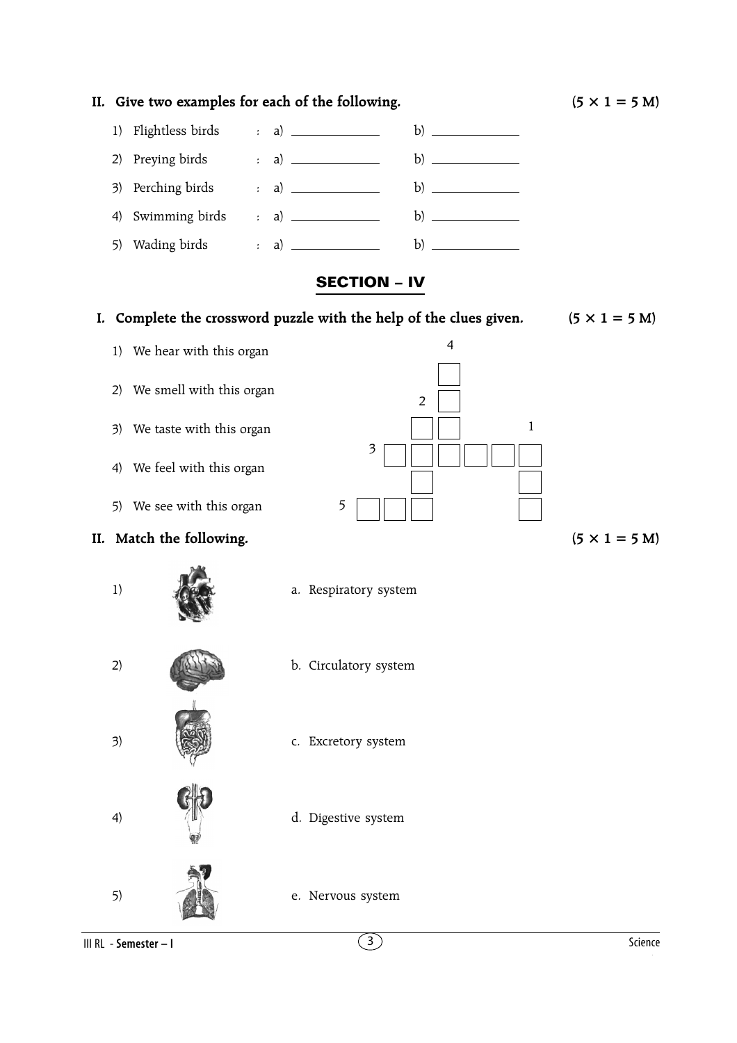**II. Give two examples for each of the following.** **(5 × 1 = 5 M)**

1) Flightless birds : a) ____________ b) ____________
2) Preying birds : a) ____________ b) ____________
3) Perching birds : a) ____________ b) ____________
4) Swimming birds : a) ____________ b) ____________
5) Wading birds : a) ____________ b) ____________

## SECTION – IV

**I. Complete the crossword puzzle with the help of the clues given.** **(5 × 1 = 5 M)**

1) We hear with this organ
2) We smell with this organ
3) We taste with this organ
4) We feel with this organ
5) We see with this organ

**II. Match the following.** **(5 × 1 = 5 M)**

1) a. Respiratory system

2) b. Circulatory system

3) c. Excretory system

4) d. Digestive system

5) e. Nervous system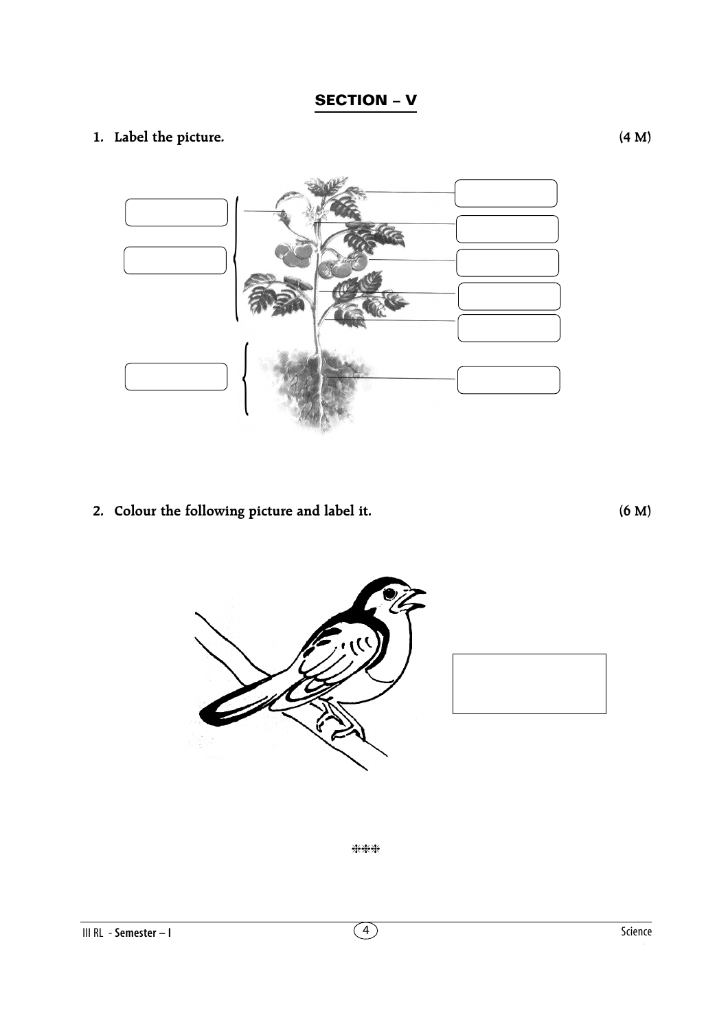## SECTION – V

**1. Label the picture.** **(4 M)**

**2. Colour the following picture and label it.** **(6 M)**

***